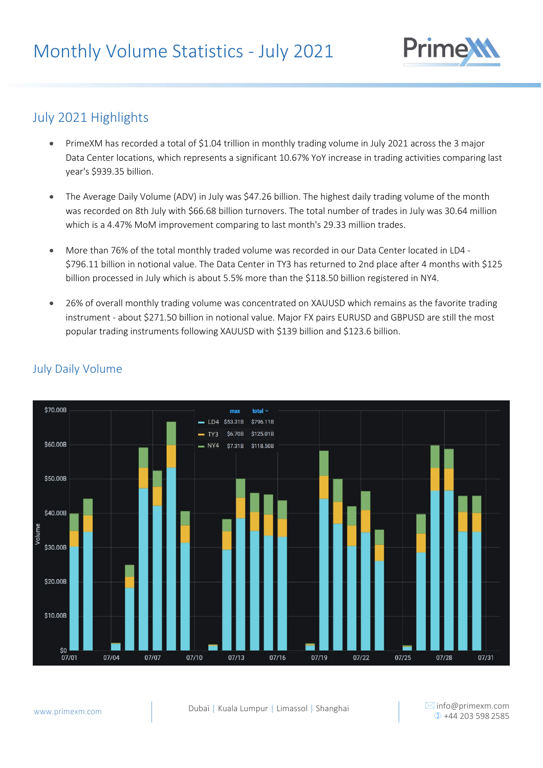# Monthly Volume Statistics - July 2021

## July 2021 Highlights

- PrimeXM has recorded a total of $1.04 trillion in monthly trading volume in July 2021 across the 3 major Data Center locations, which represents a significant 10.67% YoY increase in trading activities comparing last year's $939.35 billion.
- The Average Daily Volume (ADV) in July was $47.26 billion. The highest daily trading volume of the month was recorded on 8th July with $66.68 billion turnovers. The total number of trades in July was 30.64 million which is a 4.47% MoM improvement comparing to last month's 29.33 million trades.
- More than 76% of the total monthly traded volume was recorded in our Data Center located in LD4 - $796.11 billion in notional value. The Data Center in TY3 has returned to 2nd place after 4 months with $125 billion processed in July which is about 5.5% more than the $118.50 billion registered in NY4.
- 26% of overall monthly trading volume was concentrated on XAUUSD which remains as the favorite trading instrument - about $271.50 billion in notional value. Major FX pairs EURUSD and GBPUSD are still the most popular trading instruments following XAUUSD with $139 billion and $123.6 billion.

## July Daily Volume

| | max | total |
|---|---|---|
| LD4 | $53.31B | $796.11B |
| TY3 | $6.70B | $125.01B |
| NY4 | $7.31B | $118.50B |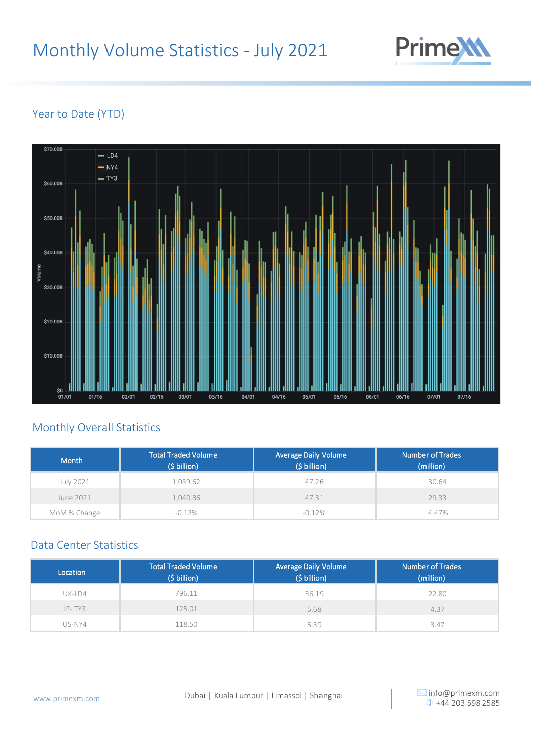# Monthly Volume Statistics - July 2021

## Year to Date (YTD)

## Monthly Overall Statistics

| Month | Total Traded Volume ($ billion) | Average Daily Volume ($ billion) | Number of Trades (million) |
|---|---|---|---|
| July 2021 | 1,039.62 | 47.26 | 30.64 |
| June 2021 | 1,040.86 | 47.31 | 29.33 |
| MoM % Change | -0.12% | -0.12% | 4.47% |

## Data Center Statistics

| Location | Total Traded Volume ($ billion) | Average Daily Volume ($ billion) | Number of Trades (million) |
|---|---|---|---|
| UK-LD4 | 796.11 | 36.19 | 22.80 |
| JP- TY3 | 125.01 | 5.68 | 4.37 |
| US-NY4 | 118.50 | 5.39 | 3.47 |

www.primexm.com

Dubai | Kuala Lumpur | Limassol | Shanghai

info@primexm.com
+44 203 598 2585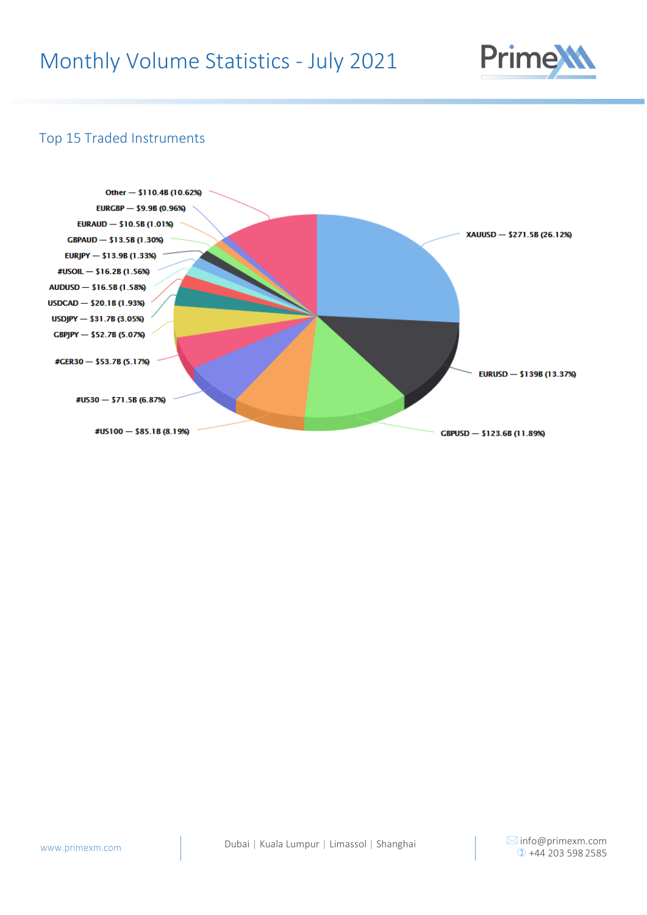# Monthly Volume Statistics - July 2021

## Top 15 Traded Instruments

Other — $110.4B (10.62%)
EURGBP — $9.9B (0.96%)
EURAUD — $10.5B (1.01%)
GBPAUD — $13.5B (1.30%)
EURJPY — $13.9B (1.33%)
#USOIL — $16.2B (1.56%)
AUDUSD — $16.5B (1.58%)
USDCAD — $20.1B (1.93%)
USDJPY — $31.7B (3.05%)
GBPJPY — $52.7B (5.07%)
#GER30 — $53.7B (5.17%)
#US30 — $71.5B (6.87%)
#US100 — $85.1B (8.19%)
GBPUSD — $123.6B (11.89%)
EURUSD — $139B (13.37%)
XAUUSD — $271.5B (26.12%)

www.primexm.com

Dubai | Kuala Lumpur | Limassol | Shanghai

info@primexm.com
+44 203 598 2585